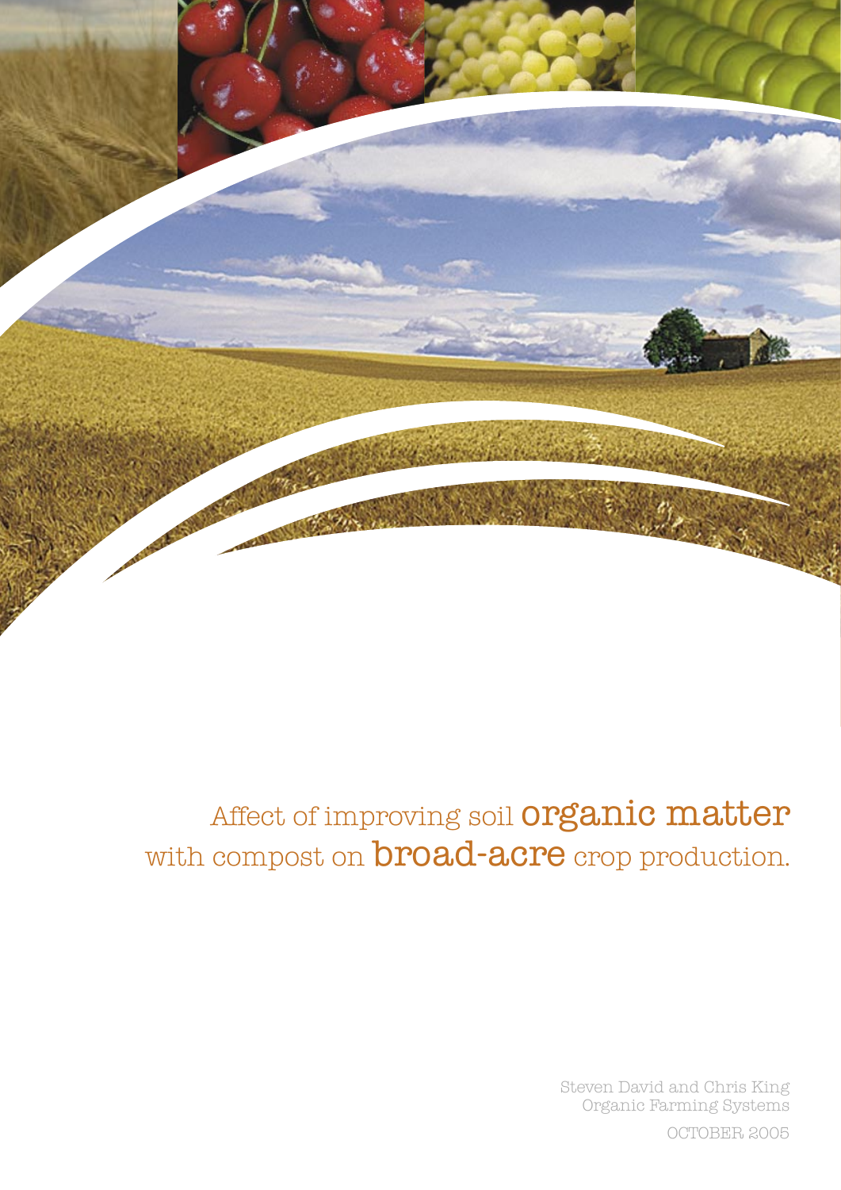# Affect of improving soil **organic matter** with compost on **broad-acre** crop production.

Steven David and Chris King
Organic Farming Systems

OCTOBER 2005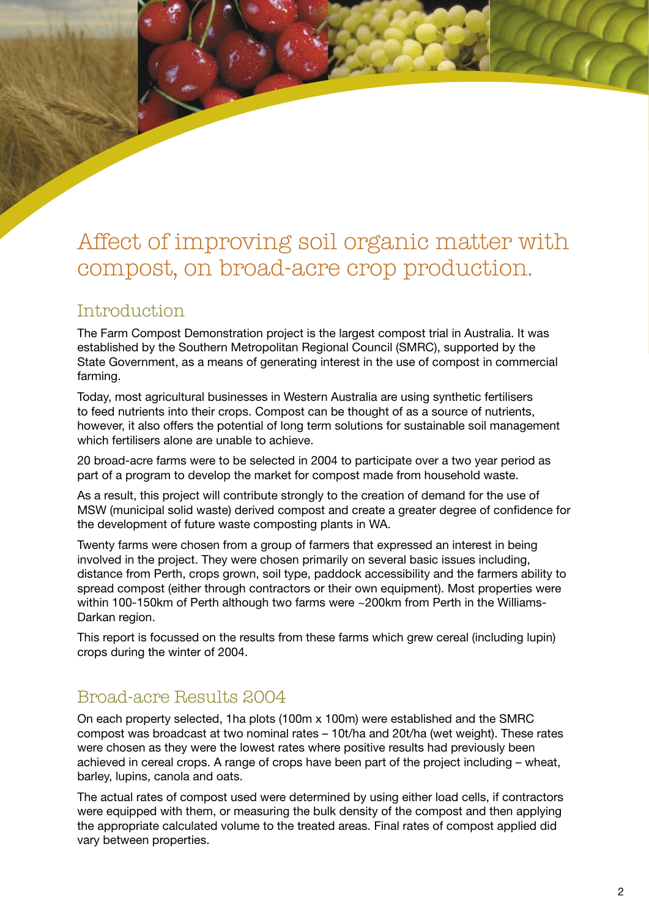# Affect of improving soil organic matter with compost, on broad-acre crop production.

## Introduction

The Farm Compost Demonstration project is the largest compost trial in Australia. It was established by the Southern Metropolitan Regional Council (SMRC), supported by the State Government, as a means of generating interest in the use of compost in commercial farming.

Today, most agricultural businesses in Western Australia are using synthetic fertilisers to feed nutrients into their crops. Compost can be thought of as a source of nutrients, however, it also offers the potential of long term solutions for sustainable soil management which fertilisers alone are unable to achieve.

20 broad-acre farms were to be selected in 2004 to participate over a two year period as part of a program to develop the market for compost made from household waste.

As a result, this project will contribute strongly to the creation of demand for the use of MSW (municipal solid waste) derived compost and create a greater degree of confidence for the development of future waste composting plants in WA.

Twenty farms were chosen from a group of farmers that expressed an interest in being involved in the project. They were chosen primarily on several basic issues including, distance from Perth, crops grown, soil type, paddock accessibility and the farmers ability to spread compost (either through contractors or their own equipment). Most properties were within 100-150km of Perth although two farms were ~200km from Perth in the Williams-Darkan region.

This report is focussed on the results from these farms which grew cereal (including lupin) crops during the winter of 2004.

## Broad-acre Results 2004

On each property selected, 1ha plots (100m x 100m) were established and the SMRC compost was broadcast at two nominal rates – 10t/ha and 20t/ha (wet weight). These rates were chosen as they were the lowest rates where positive results had previously been achieved in cereal crops. A range of crops have been part of the project including – wheat, barley, lupins, canola and oats.

The actual rates of compost used were determined by using either load cells, if contractors were equipped with them, or measuring the bulk density of the compost and then applying the appropriate calculated volume to the treated areas. Final rates of compost applied did vary between properties.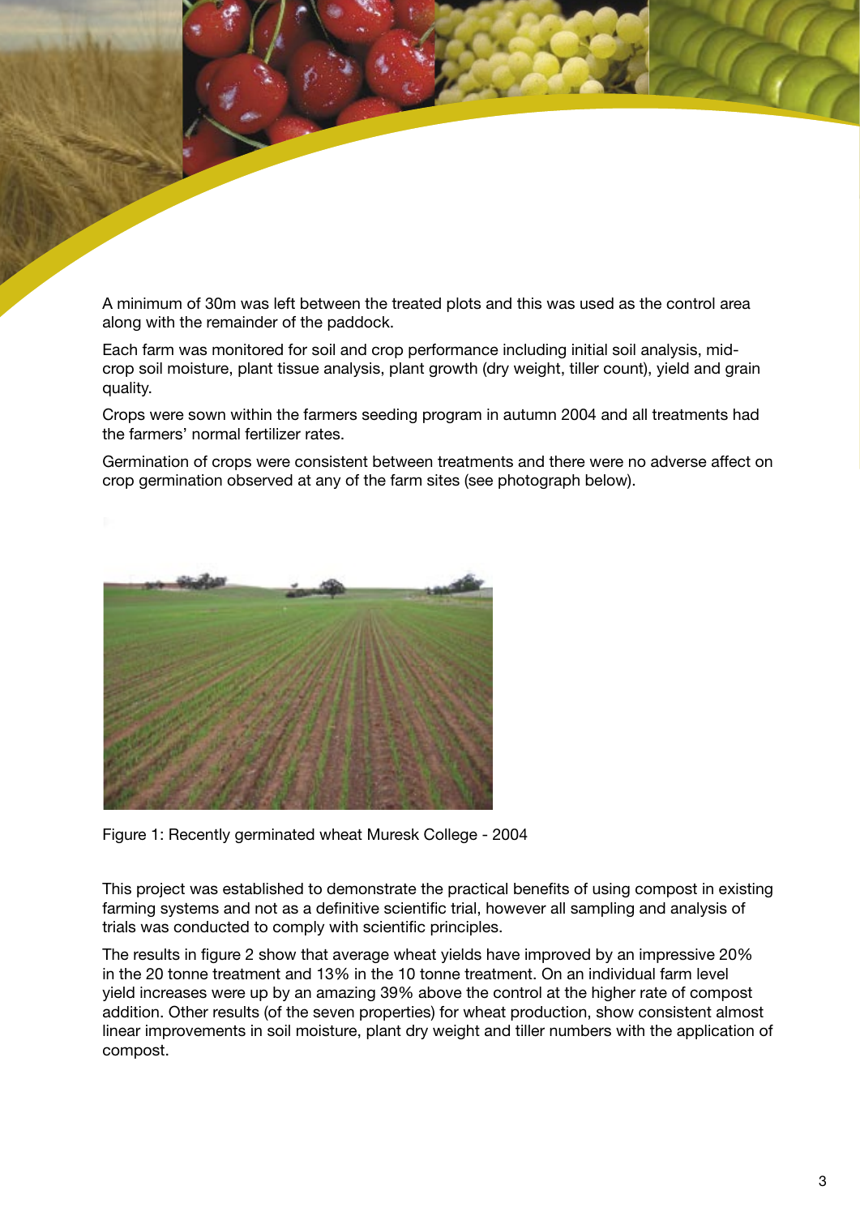A minimum of 30m was left between the treated plots and this was used as the control area along with the remainder of the paddock.

Each farm was monitored for soil and crop performance including initial soil analysis, mid-crop soil moisture, plant tissue analysis, plant growth (dry weight, tiller count), yield and grain quality.

Crops were sown within the farmers seeding program in autumn 2004 and all treatments had the farmers' normal fertilizer rates.

Germination of crops were consistent between treatments and there were no adverse affect on crop germination observed at any of the farm sites (see photograph below).

Figure 1: Recently germinated wheat Muresk College - 2004

This project was established to demonstrate the practical benefits of using compost in existing farming systems and not as a definitive scientific trial, however all sampling and analysis of trials was conducted to comply with scientific principles.

The results in figure 2 show that average wheat yields have improved by an impressive 20% in the 20 tonne treatment and 13% in the 10 tonne treatment. On an individual farm level yield increases were up by an amazing 39% above the control at the higher rate of compost addition. Other results (of the seven properties) for wheat production, show consistent almost linear improvements in soil moisture, plant dry weight and tiller numbers with the application of compost.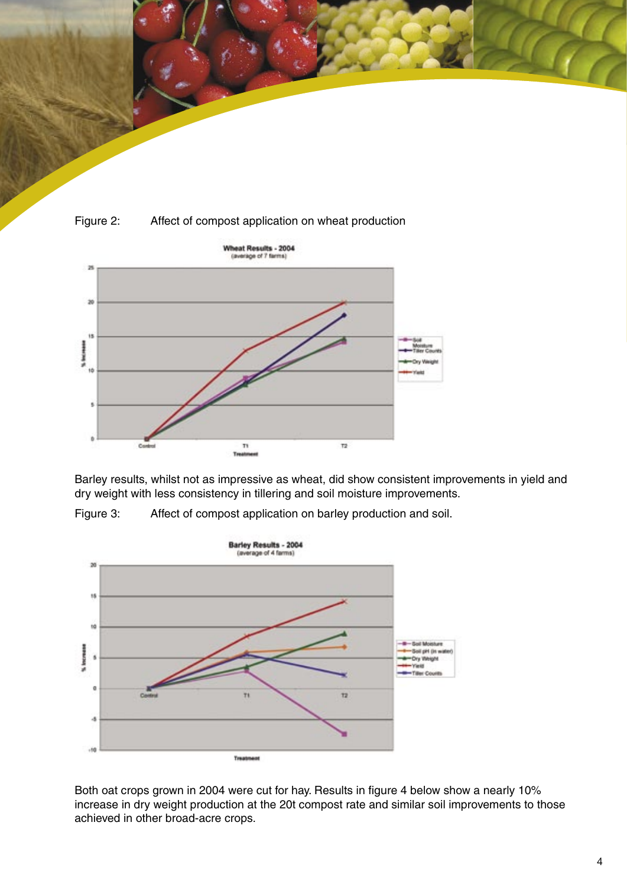Figure 2: Affect of compost application on wheat production

Barley results, whilst not as impressive as wheat, did show consistent improvements in yield and dry weight with less consistency in tillering and soil moisture improvements.

Figure 3: Affect of compost application on barley production and soil.

Both oat crops grown in 2004 were cut for hay. Results in figure 4 below show a nearly 10% increase in dry weight production at the 20t compost rate and similar soil improvements to those achieved in other broad-acre crops.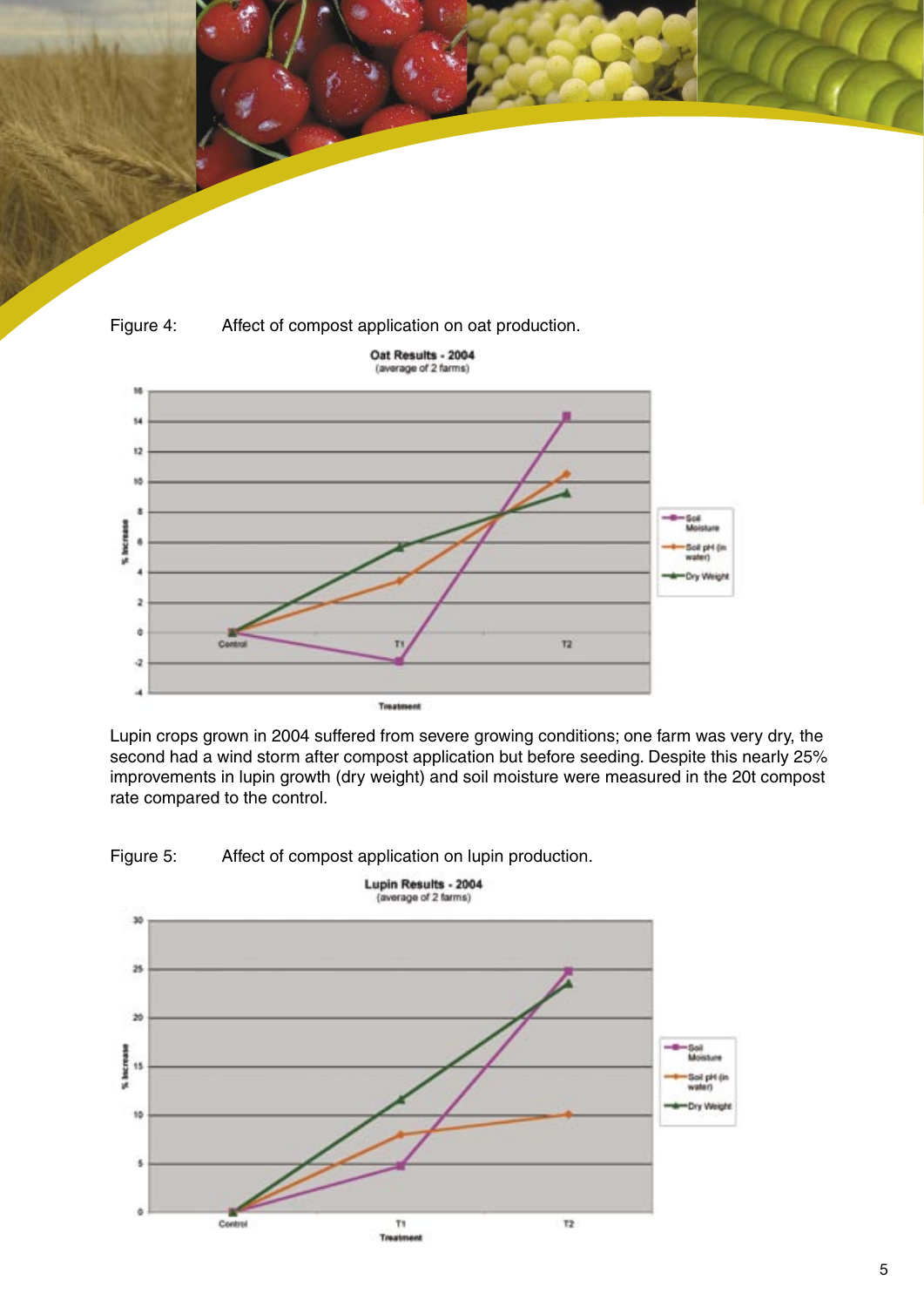Figure 4: Affect of compost application on oat production.

Lupin crops grown in 2004 suffered from severe growing conditions; one farm was very dry, the second had a wind storm after compost application but before seeding. Despite this nearly 25% improvements in lupin growth (dry weight) and soil moisture were measured in the 20t compost rate compared to the control.

Figure 5: Affect of compost application on lupin production.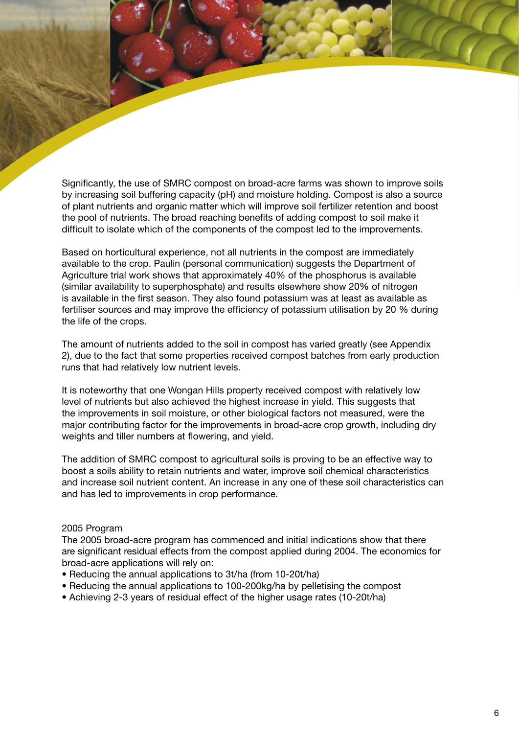Significantly, the use of SMRC compost on broad-acre farms was shown to improve soils by increasing soil buffering capacity (pH) and moisture holding. Compost is also a source of plant nutrients and organic matter which will improve soil fertilizer retention and boost the pool of nutrients. The broad reaching benefits of adding compost to soil make it difficult to isolate which of the components of the compost led to the improvements.

Based on horticultural experience, not all nutrients in the compost are immediately available to the crop. Paulin (personal communication) suggests the Department of Agriculture trial work shows that approximately 40% of the phosphorus is available (similar availability to superphosphate) and results elsewhere show 20% of nitrogen is available in the first season. They also found potassium was at least as available as fertiliser sources and may improve the efficiency of potassium utilisation by 20 % during the life of the crops.

The amount of nutrients added to the soil in compost has varied greatly (see Appendix 2), due to the fact that some properties received compost batches from early production runs that had relatively low nutrient levels.

It is noteworthy that one Wongan Hills property received compost with relatively low level of nutrients but also achieved the highest increase in yield. This suggests that the improvements in soil moisture, or other biological factors not measured, were the major contributing factor for the improvements in broad-acre crop growth, including dry weights and tiller numbers at flowering, and yield.

The addition of SMRC compost to agricultural soils is proving to be an effective way to boost a soils ability to retain nutrients and water, improve soil chemical characteristics and increase soil nutrient content. An increase in any one of these soil characteristics can and has led to improvements in crop performance.

2005 Program

The 2005 broad-acre program has commenced and initial indications show that there are significant residual effects from the compost applied during 2004. The economics for broad-acre applications will rely on:

- Reducing the annual applications to 3t/ha (from 10-20t/ha)
- Reducing the annual applications to 100-200kg/ha by pelletising the compost
- Achieving 2-3 years of residual effect of the higher usage rates (10-20t/ha)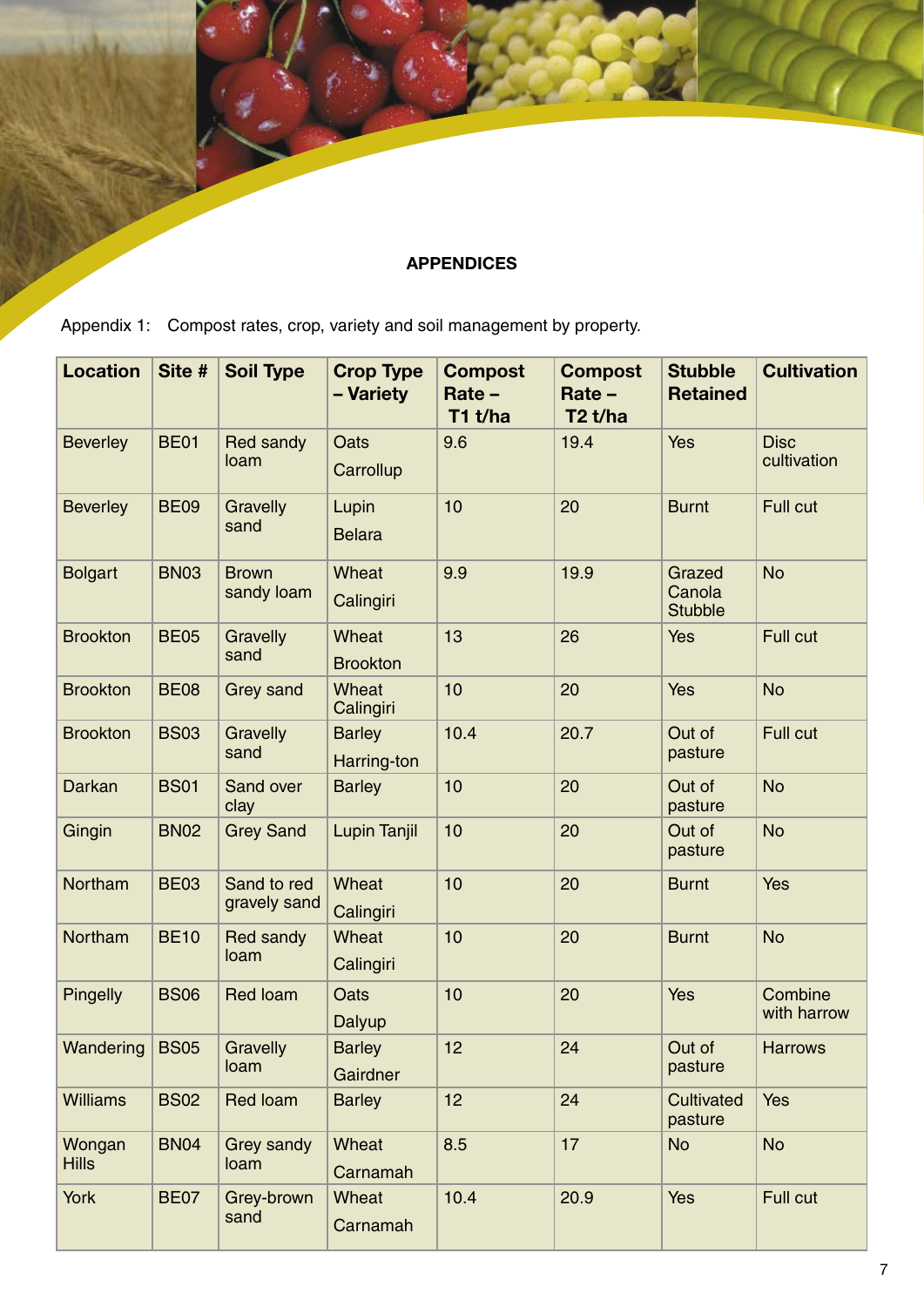## APPENDICES

Appendix 1: Compost rates, crop, variety and soil management by property.

| Location | Site # | Soil Type | Crop Type – Variety | Compost Rate – T1 t/ha | Compost Rate – T2 t/ha | Stubble Retained | Cultivation |
|---|---|---|---|---|---|---|---|
| Beverley | BE01 | Red sandy loam | Oats Carrollup | 9.6 | 19.4 | Yes | Disc cultivation |
| Beverley | BE09 | Gravelly sand | Lupin Belara | 10 | 20 | Burnt | Full cut |
| Bolgart | BN03 | Brown sandy loam | Wheat Calingiri | 9.9 | 19.9 | Grazed Canola Stubble | No |
| Brookton | BE05 | Gravelly sand | Wheat Brookton | 13 | 26 | Yes | Full cut |
| Brookton | BE08 | Grey sand | Wheat Calingiri | 10 | 20 | Yes | No |
| Brookton | BS03 | Gravelly sand | Barley Harring-ton | 10.4 | 20.7 | Out of pasture | Full cut |
| Darkan | BS01 | Sand over clay | Barley | 10 | 20 | Out of pasture | No |
| Gingin | BN02 | Grey Sand | Lupin Tanjil | 10 | 20 | Out of pasture | No |
| Northam | BE03 | Sand to red gravely sand | Wheat Calingiri | 10 | 20 | Burnt | Yes |
| Northam | BE10 | Red sandy loam | Wheat Calingiri | 10 | 20 | Burnt | No |
| Pingelly | BS06 | Red loam | Oats Dalyup | 10 | 20 | Yes | Combine with harrow |
| Wandering | BS05 | Gravelly loam | Barley Gairdner | 12 | 24 | Out of pasture | Harrows |
| Williams | BS02 | Red loam | Barley | 12 | 24 | Cultivated pasture | Yes |
| Wongan Hills | BN04 | Grey sandy loam | Wheat Carnamah | 8.5 | 17 | No | No |
| York | BE07 | Grey-brown sand | Wheat Carnamah | 10.4 | 20.9 | Yes | Full cut |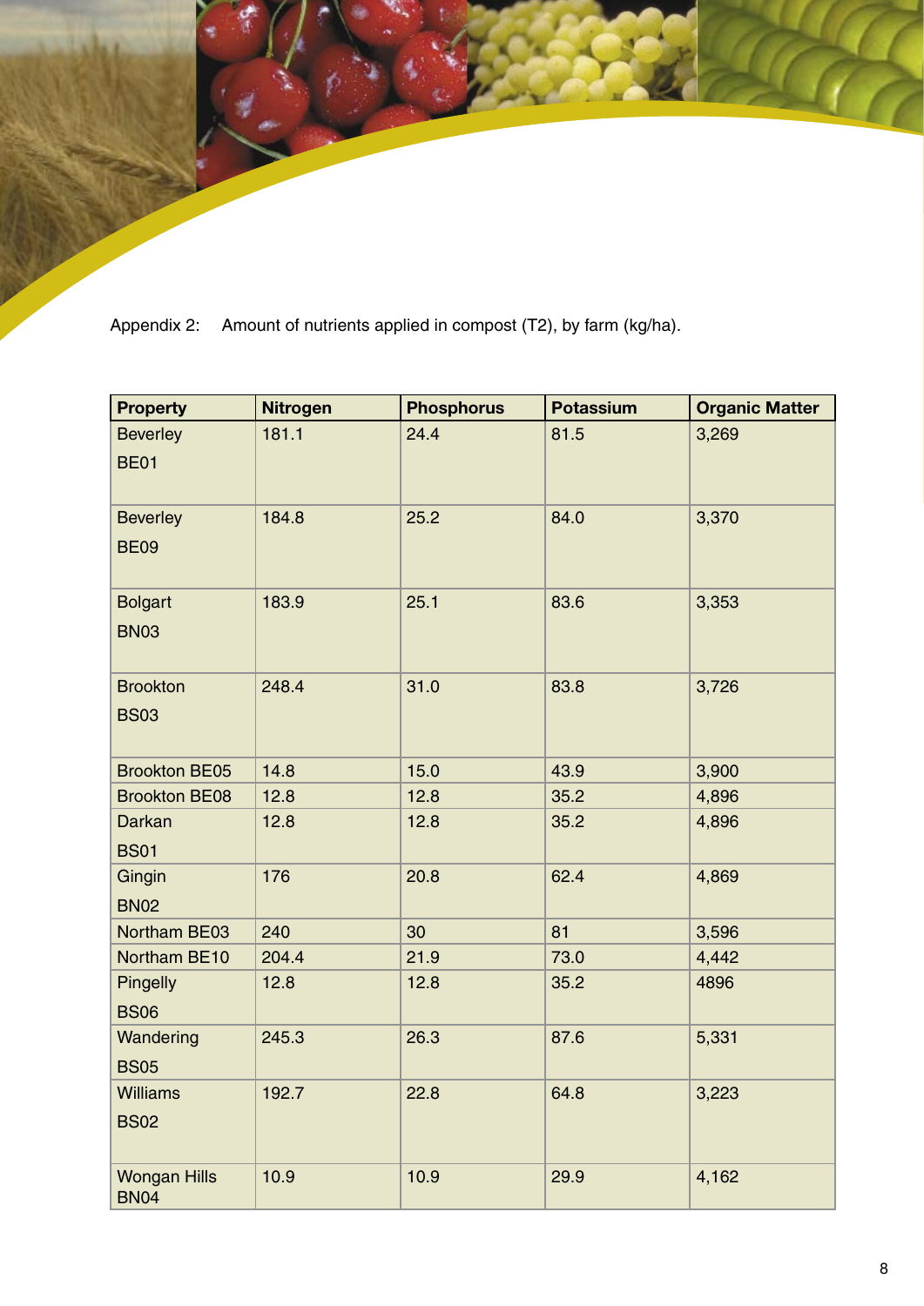Appendix 2: Amount of nutrients applied in compost (T2), by farm (kg/ha).

| Property | Nitrogen | Phosphorus | Potassium | Organic Matter |
|---|---|---|---|---|
| Beverley BE01 | 181.1 | 24.4 | 81.5 | 3,269 |
| Beverley BE09 | 184.8 | 25.2 | 84.0 | 3,370 |
| Bolgart BN03 | 183.9 | 25.1 | 83.6 | 3,353 |
| Brookton BS03 | 248.4 | 31.0 | 83.8 | 3,726 |
| Brookton BE05 | 14.8 | 15.0 | 43.9 | 3,900 |
| Brookton BE08 | 12.8 | 12.8 | 35.2 | 4,896 |
| Darkan BS01 | 12.8 | 12.8 | 35.2 | 4,896 |
| Gingin BN02 | 176 | 20.8 | 62.4 | 4,869 |
| Northam BE03 | 240 | 30 | 81 | 3,596 |
| Northam BE10 | 204.4 | 21.9 | 73.0 | 4,442 |
| Pingelly BS06 | 12.8 | 12.8 | 35.2 | 4896 |
| Wandering BS05 | 245.3 | 26.3 | 87.6 | 5,331 |
| Williams BS02 | 192.7 | 22.8 | 64.8 | 3,223 |
| Wongan Hills BN04 | 10.9 | 10.9 | 29.9 | 4,162 |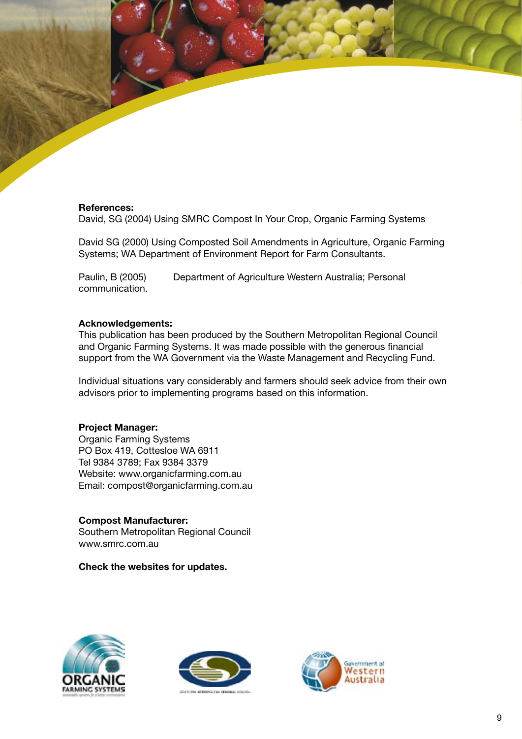**References:**

David, SG (2004) Using SMRC Compost In Your Crop, Organic Farming Systems

David SG (2000) Using Composted Soil Amendments in Agriculture, Organic Farming Systems; WA Department of Environment Report for Farm Consultants.

Paulin, B (2005) Department of Agriculture Western Australia; Personal communication.

**Acknowledgements:**

This publication has been produced by the Southern Metropolitan Regional Council and Organic Farming Systems. It was made possible with the generous financial support from the WA Government via the Waste Management and Recycling Fund.

Individual situations vary considerably and farmers should seek advice from their own advisors prior to implementing programs based on this information.

**Project Manager:**

Organic Farming Systems
PO Box 419, Cottesloe WA 6911
Tel 9384 3789; Fax 9384 3379
Website: www.organicfarming.com.au
Email: compost@organicfarming.com.au

**Compost Manufacturer:**

Southern Metropolitan Regional Council
www.smrc.com.au

**Check the websites for updates.**